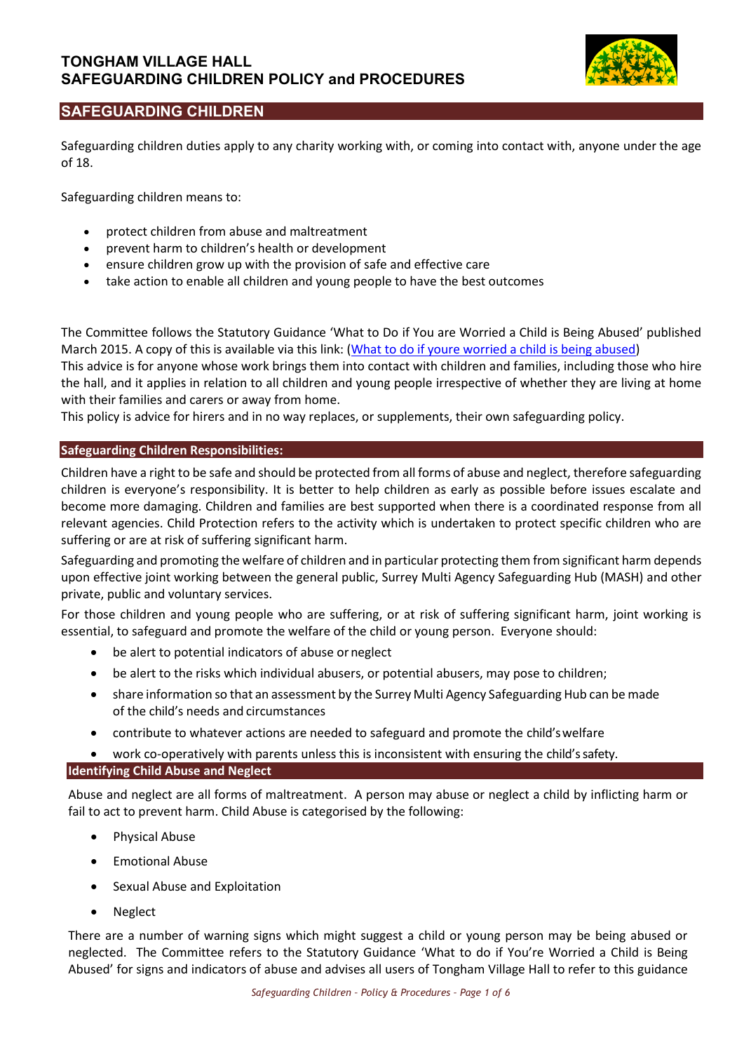# TONGHAM VILLAGE HALL
# SAFEGUARDING CHILDREN POLICY and PROCEDURES

## SAFEGUARDING CHILDREN

Safeguarding children duties apply to any charity working with, or coming into contact with, anyone under the age of 18.

Safeguarding children means to:

- protect children from abuse and maltreatment
- prevent harm to children's health or development
- ensure children grow up with the provision of safe and effective care
- take action to enable all children and young people to have the best outcomes

The Committee follows the Statutory Guidance 'What to Do if You are Worried a Child is Being Abused' published March 2015. A copy of this is available via this link: (What to do if youre worried a child is being abused)
This advice is for anyone whose work brings them into contact with children and families, including those who hire the hall, and it applies in relation to all children and young people irrespective of whether they are living at home with their families and carers or away from home.
This policy is advice for hirers and in no way replaces, or supplements, their own safeguarding policy.

### Safeguarding Children Responsibilities:

Children have a right to be safe and should be protected from all forms of abuse and neglect, therefore safeguarding children is everyone's responsibility. It is better to help children as early as possible before issues escalate and become more damaging. Children and families are best supported when there is a coordinated response from all relevant agencies. Child Protection refers to the activity which is undertaken to protect specific children who are suffering or are at risk of suffering significant harm.

Safeguarding and promoting the welfare of children and in particular protecting them from significant harm depends upon effective joint working between the general public, Surrey Multi Agency Safeguarding Hub (MASH) and other private, public and voluntary services.

For those children and young people who are suffering, or at risk of suffering significant harm, joint working is essential, to safeguard and promote the welfare of the child or young person. Everyone should:

- be alert to potential indicators of abuse or neglect
- be alert to the risks which individual abusers, or potential abusers, may pose to children;
- share information so that an assessment by the Surrey Multi Agency Safeguarding Hub can be made of the child's needs and circumstances
- contribute to whatever actions are needed to safeguard and promote the child's welfare
- work co-operatively with parents unless this is inconsistent with ensuring the child's safety.

### Identifying Child Abuse and Neglect

Abuse and neglect are all forms of maltreatment. A person may abuse or neglect a child by inflicting harm or fail to act to prevent harm. Child Abuse is categorised by the following:

- Physical Abuse
- Emotional Abuse
- Sexual Abuse and Exploitation
- Neglect

There are a number of warning signs which might suggest a child or young person may be being abused or neglected. The Committee refers to the Statutory Guidance 'What to do if You're Worried a Child is Being Abused' for signs and indicators of abuse and advises all users of Tongham Village Hall to refer to this guidance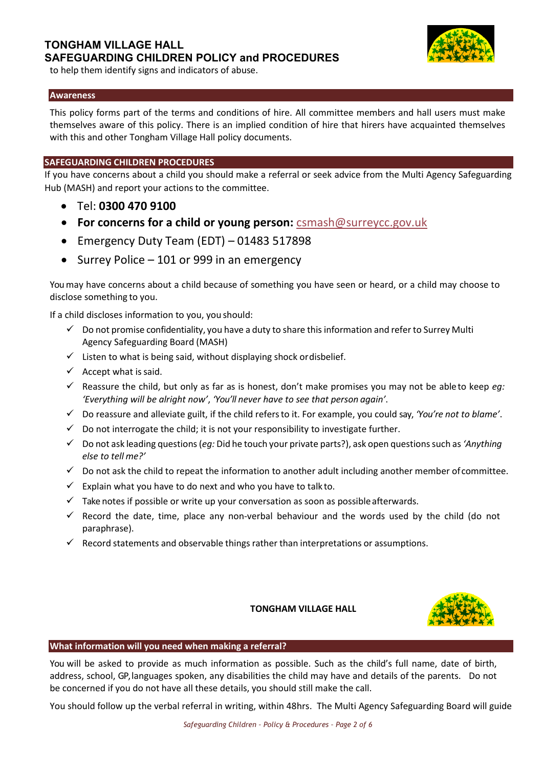to help them identify signs and indicators of abuse.

## Awareness

This policy forms part of the terms and conditions of hire. All committee members and hall users must make themselves aware of this policy. There is an implied condition of hire that hirers have acquainted themselves with this and other Tongham Village Hall policy documents.

## SAFEGUARDING CHILDREN PROCEDURES

If you have concerns about a child you should make a referral or seek advice from the Multi Agency Safeguarding Hub (MASH) and report your actions to the committee.

- Tel: **0300 470 9100**
- **For concerns for a child or young person:** csmash@surreycc.gov.uk
- Emergency Duty Team (EDT) – 01483 517898
- Surrey Police – 101 or 999 in an emergency

You may have concerns about a child because of something you have seen or heard, or a child may choose to disclose something to you.

If a child discloses information to you, you should:

- ✓ Do not promise confidentiality, you have a duty to share this information and refer to Surrey Multi Agency Safeguarding Board (MASH)
- ✓ Listen to what is being said, without displaying shock or disbelief.
- ✓ Accept what is said.
- ✓ Reassure the child, but only as far as is honest, don't make promises you may not be able to keep *eg: 'Everything will be alright now'*, *'You'll never have to see that person again'*.
- ✓ Do reassure and alleviate guilt, if the child refers to it. For example, you could say, *'You're not to blame'*.
- ✓ Do not interrogate the child; it is not your responsibility to investigate further.
- ✓ Do not ask leading questions (*eg:* Did he touch your private parts?), ask open questions such as *'Anything else to tell me?'*
- ✓ Do not ask the child to repeat the information to another adult including another member of committee.
- ✓ Explain what you have to do next and who you have to talk to.
- ✓ Take notes if possible or write up your conversation as soon as possible afterwards.
- ✓ Record the date, time, place any non-verbal behaviour and the words used by the child (do not paraphrase).
- ✓ Record statements and observable things rather than interpretations or assumptions.

## What information will you need when making a referral?

You will be asked to provide as much information as possible. Such as the child's full name, date of birth, address, school, GP, languages spoken, any disabilities the child may have and details of the parents. Do not be concerned if you do not have all these details, you should still make the call.

You should follow up the verbal referral in writing, within 48hrs. The Multi Agency Safeguarding Board will guide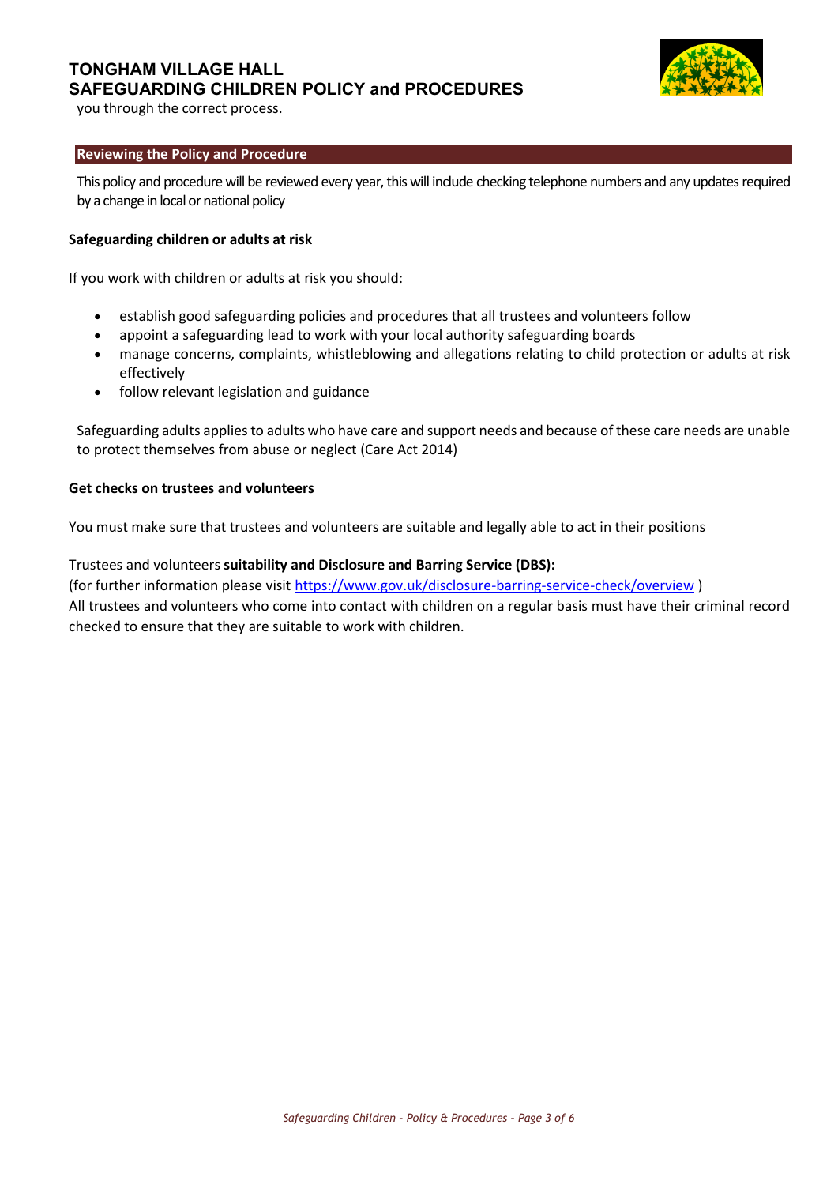you through the correct process.

## Reviewing the Policy and Procedure

This policy and procedure will be reviewed every year, this will include checking telephone numbers and any updates required by a change in local or national policy

**Safeguarding children or adults at risk**

If you work with children or adults at risk you should:

- establish good safeguarding policies and procedures that all trustees and volunteers follow
- appoint a safeguarding lead to work with your local authority safeguarding boards
- manage concerns, complaints, whistleblowing and allegations relating to child protection or adults at risk effectively
- follow relevant legislation and guidance

Safeguarding adults applies to adults who have care and support needs and because of these care needs are unable to protect themselves from abuse or neglect (Care Act 2014)

**Get checks on trustees and volunteers**

You must make sure that trustees and volunteers are suitable and legally able to act in their positions

Trustees and volunteers **suitability and Disclosure and Barring Service (DBS):**
(for further information please visit https://www.gov.uk/disclosure-barring-service-check/overview )
All trustees and volunteers who come into contact with children on a regular basis must have their criminal record checked to ensure that they are suitable to work with children.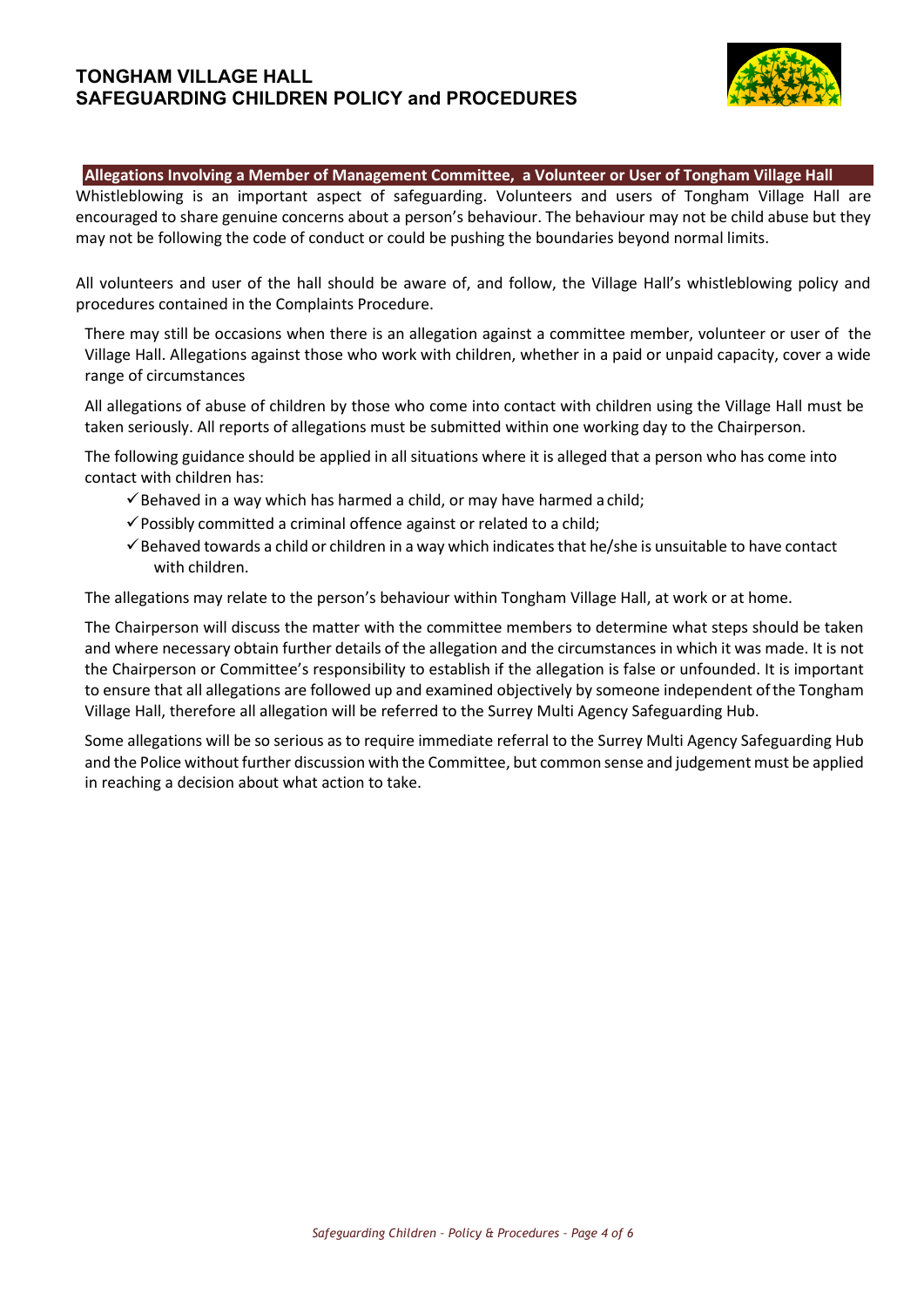## Allegations Involving a Member of Management Committee, a Volunteer or User of Tongham Village Hall

Whistleblowing is an important aspect of safeguarding. Volunteers and users of Tongham Village Hall are encouraged to share genuine concerns about a person's behaviour. The behaviour may not be child abuse but they may not be following the code of conduct or could be pushing the boundaries beyond normal limits.

All volunteers and user of the hall should be aware of, and follow, the Village Hall's whistleblowing policy and procedures contained in the Complaints Procedure.

There may still be occasions when there is an allegation against a committee member, volunteer or user of the Village Hall. Allegations against those who work with children, whether in a paid or unpaid capacity, cover a wide range of circumstances

All allegations of abuse of children by those who come into contact with children using the Village Hall must be taken seriously. All reports of allegations must be submitted within one working day to the Chairperson.

The following guidance should be applied in all situations where it is alleged that a person who has come into contact with children has:

- ✓ Behaved in a way which has harmed a child, or may have harmed a child;
- ✓ Possibly committed a criminal offence against or related to a child;
- ✓ Behaved towards a child or children in a way which indicates that he/she is unsuitable to have contact with children.

The allegations may relate to the person's behaviour within Tongham Village Hall, at work or at home.

The Chairperson will discuss the matter with the committee members to determine what steps should be taken and where necessary obtain further details of the allegation and the circumstances in which it was made. It is not the Chairperson or Committee's responsibility to establish if the allegation is false or unfounded. It is important to ensure that all allegations are followed up and examined objectively by someone independent of the Tongham Village Hall, therefore all allegation will be referred to the Surrey Multi Agency Safeguarding Hub.

Some allegations will be so serious as to require immediate referral to the Surrey Multi Agency Safeguarding Hub and the Police without further discussion with the Committee, but common sense and judgement must be applied in reaching a decision about what action to take.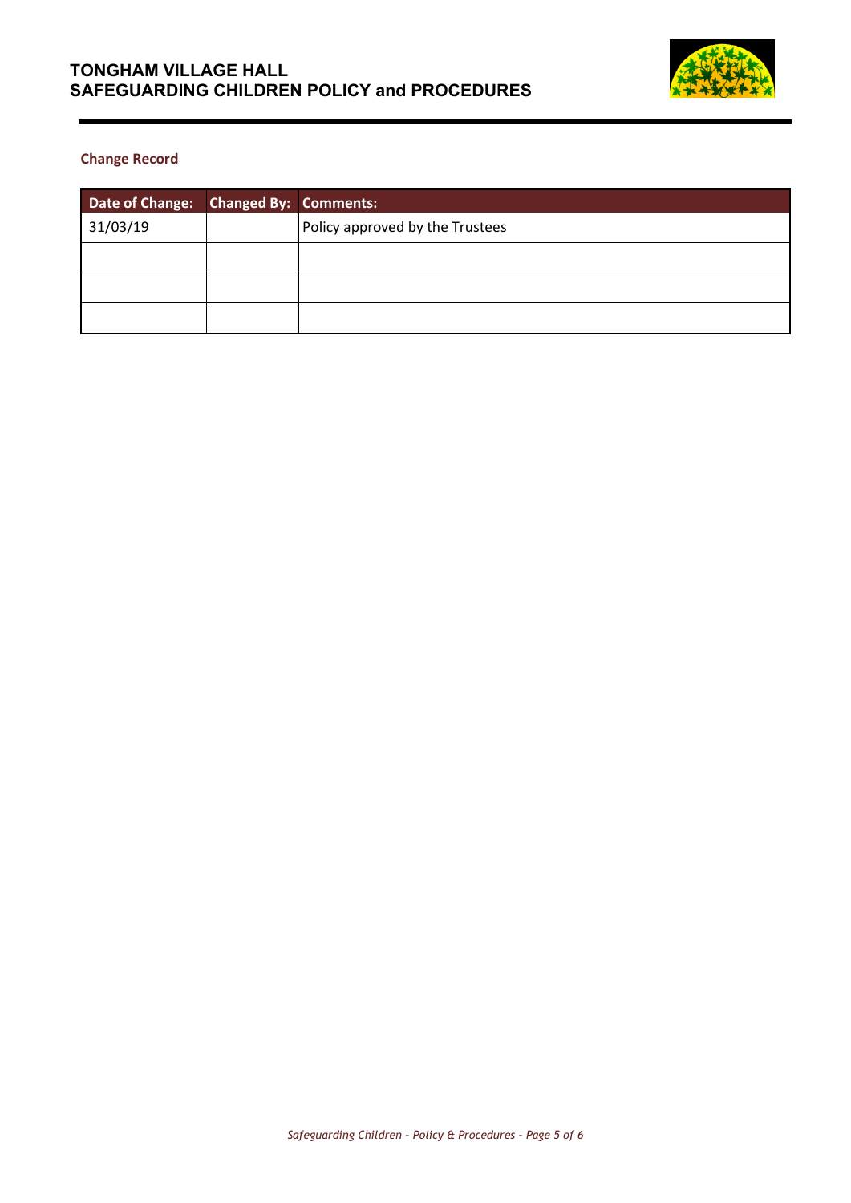## Change Record

| Date of Change: | Changed By: | Comments: |
|---|---|---|
| 31/03/19 | | Policy approved by the Trustees |
| | | |
| | | |
| | | |